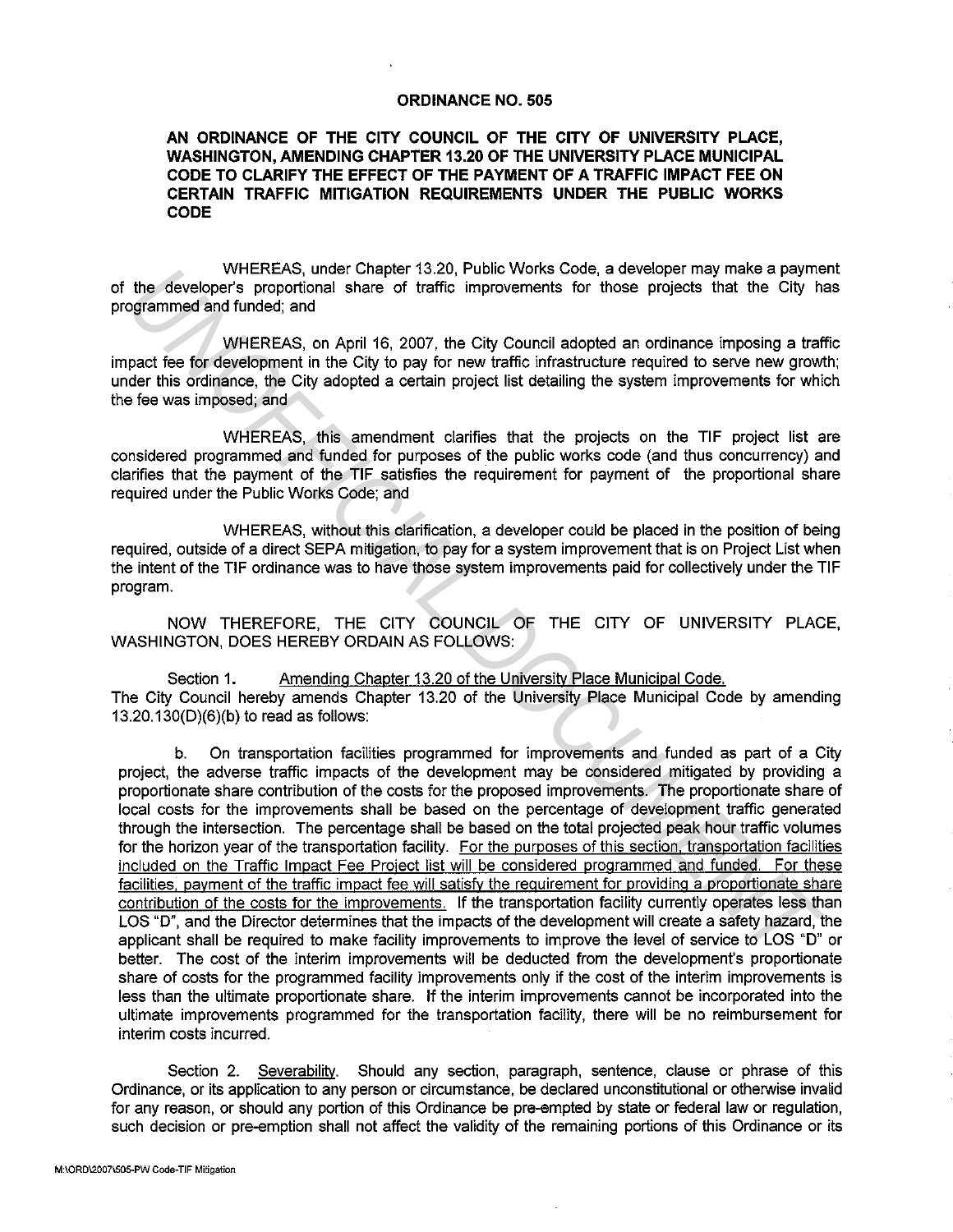# ORDINANCE NO. 505

**AN ORDINANCE OF THE CITY COUNCIL OF THE CITY OF UNIVERSITY PLACE, WASHINGTON, AMENDING CHAPTER 13.20 OF THE UNIVERSITY PLACE MUNICIPAL CODE TO CLARIFY THE EFFECT OF THE PAYMENT OF A TRAFFIC IMPACT FEE ON CERTAIN TRAFFIC MITIGATION REQUIREMENTS UNDER THE PUBLIC WORKS CODE**

WHEREAS, under Chapter 13.20, Public Works Code, a developer may make a payment of the developer's proportional share of traffic improvements for those projects that the City has programmed and funded; and

WHEREAS, on April 16, 2007, the City Council adopted an ordinance imposing a traffic impact fee for development in the City to pay for new traffic infrastructure required to serve new growth; under this ordinance, the City adopted a certain project list detailing the system improvements for which the fee was imposed; and

WHEREAS, this amendment clarifies that the projects on the TIF project list are considered programmed and funded for purposes of the public works code (and thus concurrency) and clarifies that the payment of the TIF satisfies the requirement for payment of the proportional share required under the Public Works Code; and

WHEREAS, without this clarification, a developer could be placed in the position of being required, outside of a direct SEPA mitigation, to pay for a system improvement that is on Project List when the intent of the TIF ordinance was to have those system improvements paid for collectively under the TIF program.

NOW THEREFORE, THE CITY COUNCIL OF THE CITY OF UNIVERSITY PLACE, WASHINGTON, DOES HEREBY ORDAIN AS FOLLOWS:

Section 1. Amending Chapter 13.20 of the University Place Municipal Code. The City Council hereby amends Chapter 13.20 of the University Place Municipal Code by amending 13.20.130(D)(6)(b) to read as follows:

b. On transportation facilities programmed for improvements and funded as part of a City project, the adverse traffic impacts of the development may be considered mitigated by providing a proportionate share contribution of the costs for the proposed improvements. The proportionate share of local costs for the improvements shall be based on the percentage of development traffic generated through the intersection. The percentage shall be based on the total projected peak hour traffic volumes for the horizon year of the transportation facility. <u>For the purposes of this section, transportation facilities included on the Traffic Impact Fee Project list will be considered programmed and funded. For these facilities, payment of the traffic impact fee will satisfy the requirement for providing a proportionate share contribution of the costs for the improvements.</u> If the transportation facility currently operates less than LOS "D", and the Director determines that the impacts of the development will create a safety hazard, the applicant shall be required to make facility improvements to improve the level of service to LOS "D" or better. The cost of the interim improvements will be deducted from the development's proportionate share of costs for the programmed facility improvements only if the cost of the interim improvements is less than the ultimate proportionate share. If the interim improvements cannot be incorporated into the ultimate improvements programmed for the transportation facility, there will be no reimbursement for interim costs incurred.

Section 2. Severability. Should any section, paragraph, sentence, clause or phrase of this Ordinance, or its application to any person or circumstance, be declared unconstitutional or otherwise invalid for any reason, or should any portion of this Ordinance be pre-empted by state or federal law or regulation, such decision or pre-emption shall not affect the validity of the remaining portions of this Ordinance or its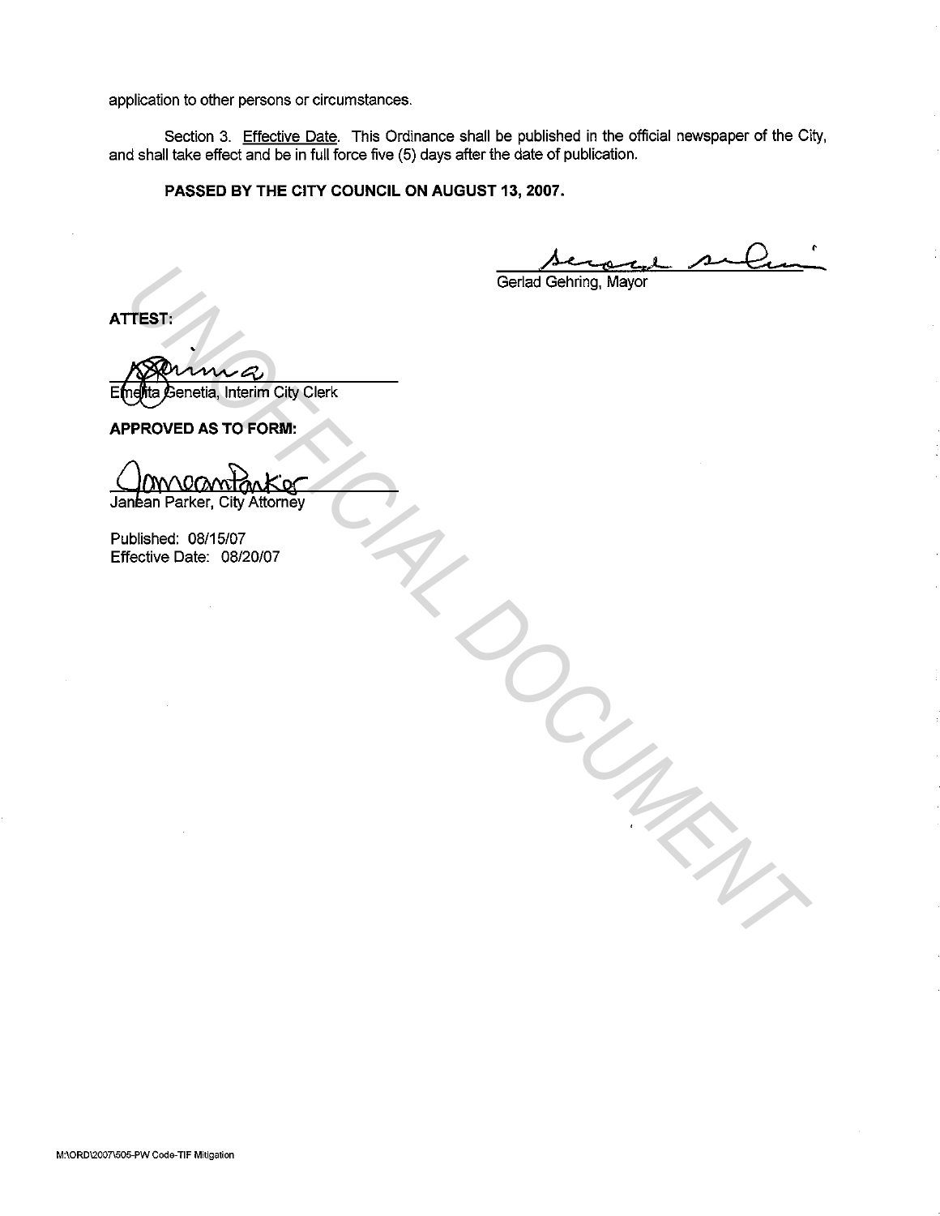application to other persons or circumstances.

Section 3. Effective Date. This Ordinance shall be published in the official newspaper of the City, and shall take effect and be in full force five (5) days after the date of publication.

**PASSED BY THE CITY COUNCIL ON AUGUST 13, 2007.**

Gerlad Gehring, Mayor

**ATTEST:**

Emelita Genetia, Interim City Clerk

**APPROVED AS TO FORM:**

Janean Parker, City Attorney

Published: 08/15/07
Effective Date: 08/20/07

M:\ORD\2007\505-PW Code-TIF Mitigation